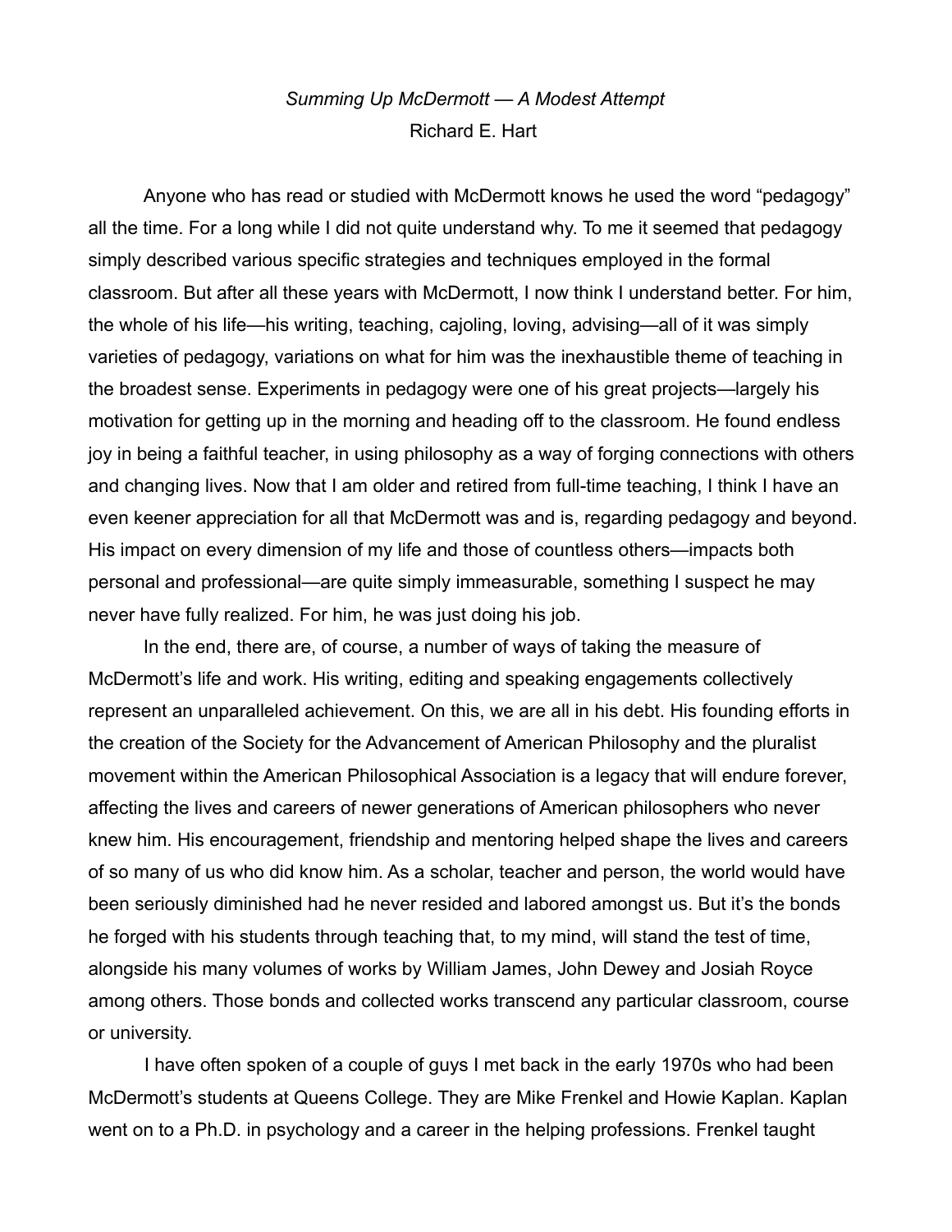*Summing Up McDermott — A Modest Attempt*

Richard E. Hart

Anyone who has read or studied with McDermott knows he used the word "pedagogy" all the time. For a long while I did not quite understand why. To me it seemed that pedagogy simply described various specific strategies and techniques employed in the formal classroom. But after all these years with McDermott, I now think I understand better. For him, the whole of his life—his writing, teaching, cajoling, loving, advising—all of it was simply varieties of pedagogy, variations on what for him was the inexhaustible theme of teaching in the broadest sense. Experiments in pedagogy were one of his great projects—largely his motivation for getting up in the morning and heading off to the classroom. He found endless joy in being a faithful teacher, in using philosophy as a way of forging connections with others and changing lives. Now that I am older and retired from full-time teaching, I think I have an even keener appreciation for all that McDermott was and is, regarding pedagogy and beyond. His impact on every dimension of my life and those of countless others—impacts both personal and professional—are quite simply immeasurable, something I suspect he may never have fully realized. For him, he was just doing his job.

In the end, there are, of course, a number of ways of taking the measure of McDermott's life and work. His writing, editing and speaking engagements collectively represent an unparalleled achievement. On this, we are all in his debt. His founding efforts in the creation of the Society for the Advancement of American Philosophy and the pluralist movement within the American Philosophical Association is a legacy that will endure forever, affecting the lives and careers of newer generations of American philosophers who never knew him. His encouragement, friendship and mentoring helped shape the lives and careers of so many of us who did know him. As a scholar, teacher and person, the world would have been seriously diminished had he never resided and labored amongst us. But it's the bonds he forged with his students through teaching that, to my mind, will stand the test of time, alongside his many volumes of works by William James, John Dewey and Josiah Royce among others. Those bonds and collected works transcend any particular classroom, course or university.

I have often spoken of a couple of guys I met back in the early 1970s who had been McDermott's students at Queens College. They are Mike Frenkel and Howie Kaplan. Kaplan went on to a Ph.D. in psychology and a career in the helping professions. Frenkel taught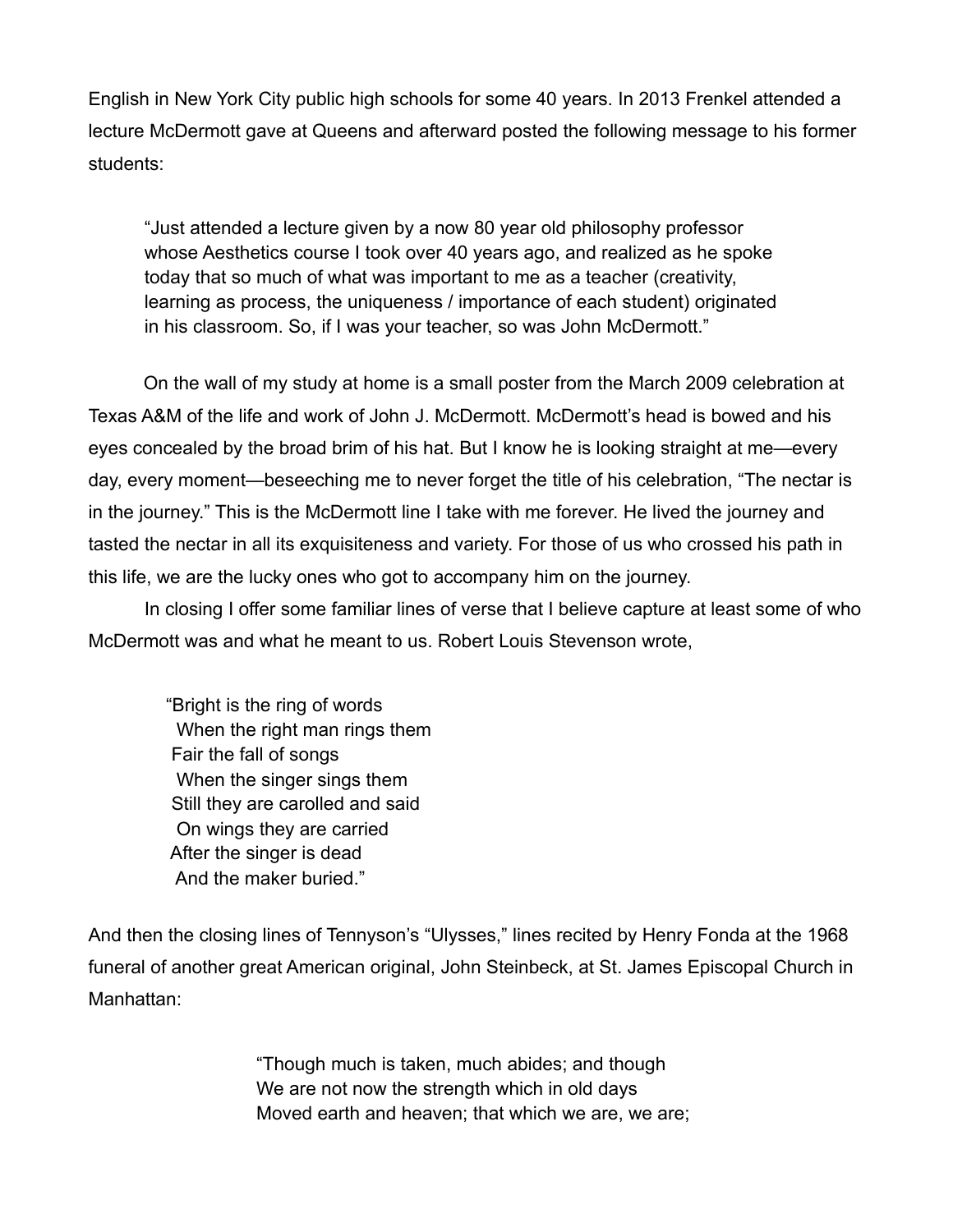English in New York City public high schools for some 40 years. In 2013 Frenkel attended a lecture McDermott gave at Queens and afterward posted the following message to his former students:

> "Just attended a lecture given by a now 80 year old philosophy professor whose Aesthetics course I took over 40 years ago, and realized as he spoke today that so much of what was important to me as a teacher (creativity, learning as process, the uniqueness / importance of each student) originated in his classroom. So, if I was your teacher, so was John McDermott."

On the wall of my study at home is a small poster from the March 2009 celebration at Texas A&M of the life and work of John J. McDermott. McDermott's head is bowed and his eyes concealed by the broad brim of his hat. But I know he is looking straight at me—every day, every moment—beseeching me to never forget the title of his celebration, "The nectar is in the journey." This is the McDermott line I take with me forever. He lived the journey and tasted the nectar in all its exquisiteness and variety. For those of us who crossed his path in this life, we are the lucky ones who got to accompany him on the journey.

In closing I offer some familiar lines of verse that I believe capture at least some of who McDermott was and what he meant to us. Robert Louis Stevenson wrote,

> "Bright is the ring of words
> When the right man rings them
> Fair the fall of songs
> When the singer sings them
> Still they are carolled and said
> On wings they are carried
> After the singer is dead
> And the maker buried."

And then the closing lines of Tennyson's "Ulysses," lines recited by Henry Fonda at the 1968 funeral of another great American original, John Steinbeck, at St. James Episcopal Church in Manhattan:

> "Though much is taken, much abides; and though
> We are not now the strength which in old days
> Moved earth and heaven; that which we are, we are;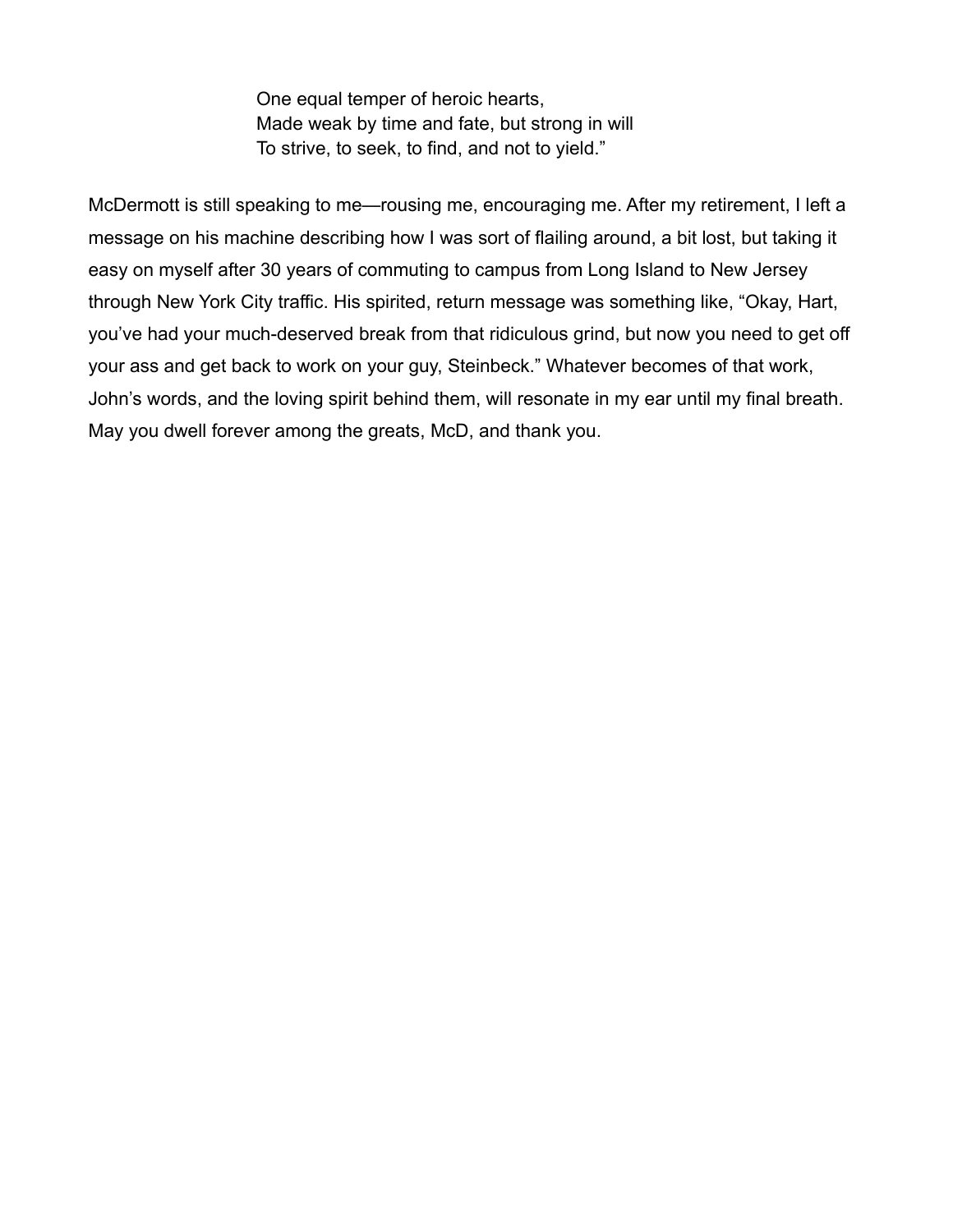> One equal temper of heroic hearts,
> Made weak by time and fate, but strong in will
> To strive, to seek, to find, and not to yield."

McDermott is still speaking to me—rousing me, encouraging me. After my retirement, I left a message on his machine describing how I was sort of flailing around, a bit lost, but taking it easy on myself after 30 years of commuting to campus from Long Island to New Jersey through New York City traffic. His spirited, return message was something like, "Okay, Hart, you've had your much-deserved break from that ridiculous grind, but now you need to get off your ass and get back to work on your guy, Steinbeck." Whatever becomes of that work, John's words, and the loving spirit behind them, will resonate in my ear until my final breath. May you dwell forever among the greats, McD, and thank you.